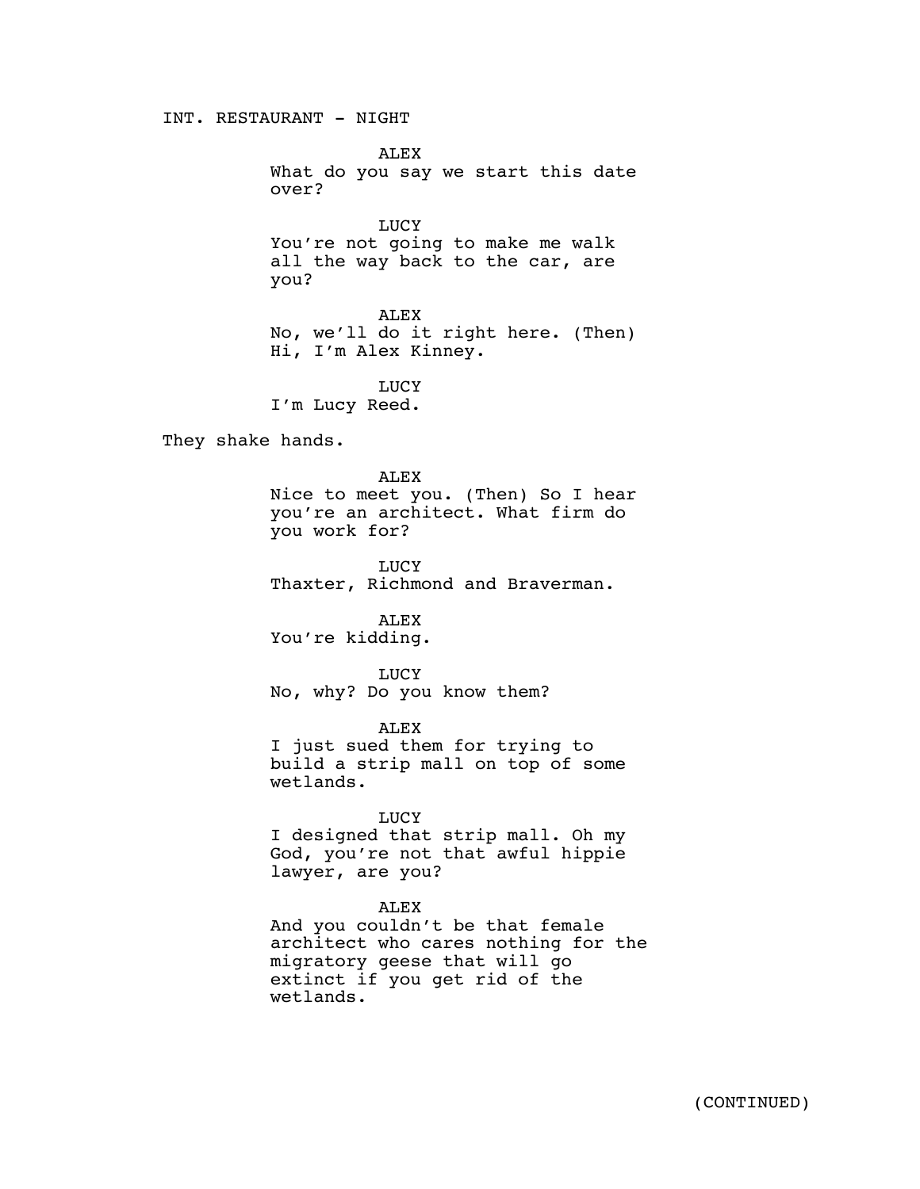INT. RESTAURANT - NIGHT

ALEX

What do you say we start this date over?

LUCY

You're not going to make me walk all the way back to the car, are you?

ALEX

No, we'll do it right here. (Then) Hi, I'm Alex Kinney.

LUCY

I'm Lucy Reed.

They shake hands.

ALEX

Nice to meet you. (Then) So I hear you're an architect. What firm do you work for?

LUCY

Thaxter, Richmond and Braverman.

ALEX

You're kidding.

LUCY

No, why? Do you know them?

ALEX

I just sued them for trying to build a strip mall on top of some wetlands.

LUCY

I designed that strip mall. Oh my God, you're not that awful hippie lawyer, are you?

ALEX

And you couldn't be that female architect who cares nothing for the migratory geese that will go extinct if you get rid of the wetlands.

(CONTINUED)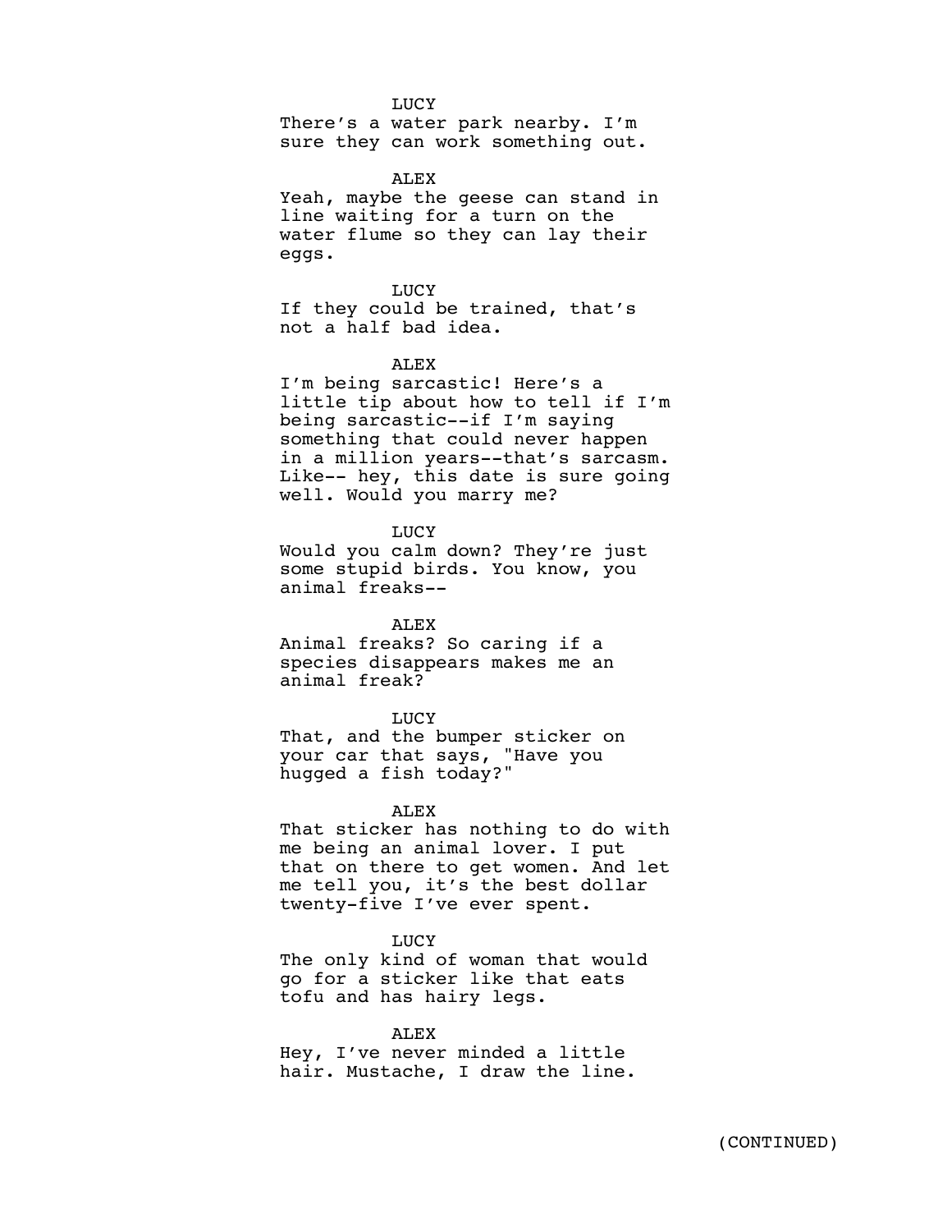LUCY

There's a water park nearby. I'm sure they can work something out.

ALEX

Yeah, maybe the geese can stand in line waiting for a turn on the water flume so they can lay their eggs.

LUCY

If they could be trained, that's not a half bad idea.

ALEX

I'm being sarcastic! Here's a little tip about how to tell if I'm being sarcastic--if I'm saying something that could never happen in a million years--that's sarcasm. Like-- hey, this date is sure going well. Would you marry me?

LUCY

Would you calm down? They're just some stupid birds. You know, you animal freaks--

ALEX

Animal freaks? So caring if a species disappears makes me an animal freak?

LUCY

That, and the bumper sticker on your car that says, "Have you hugged a fish today?"

ALEX

That sticker has nothing to do with me being an animal lover. I put that on there to get women. And let me tell you, it's the best dollar twenty-five I've ever spent.

LUCY

The only kind of woman that would go for a sticker like that eats tofu and has hairy legs.

ALEX

Hey, I've never minded a little hair. Mustache, I draw the line.

(CONTINUED)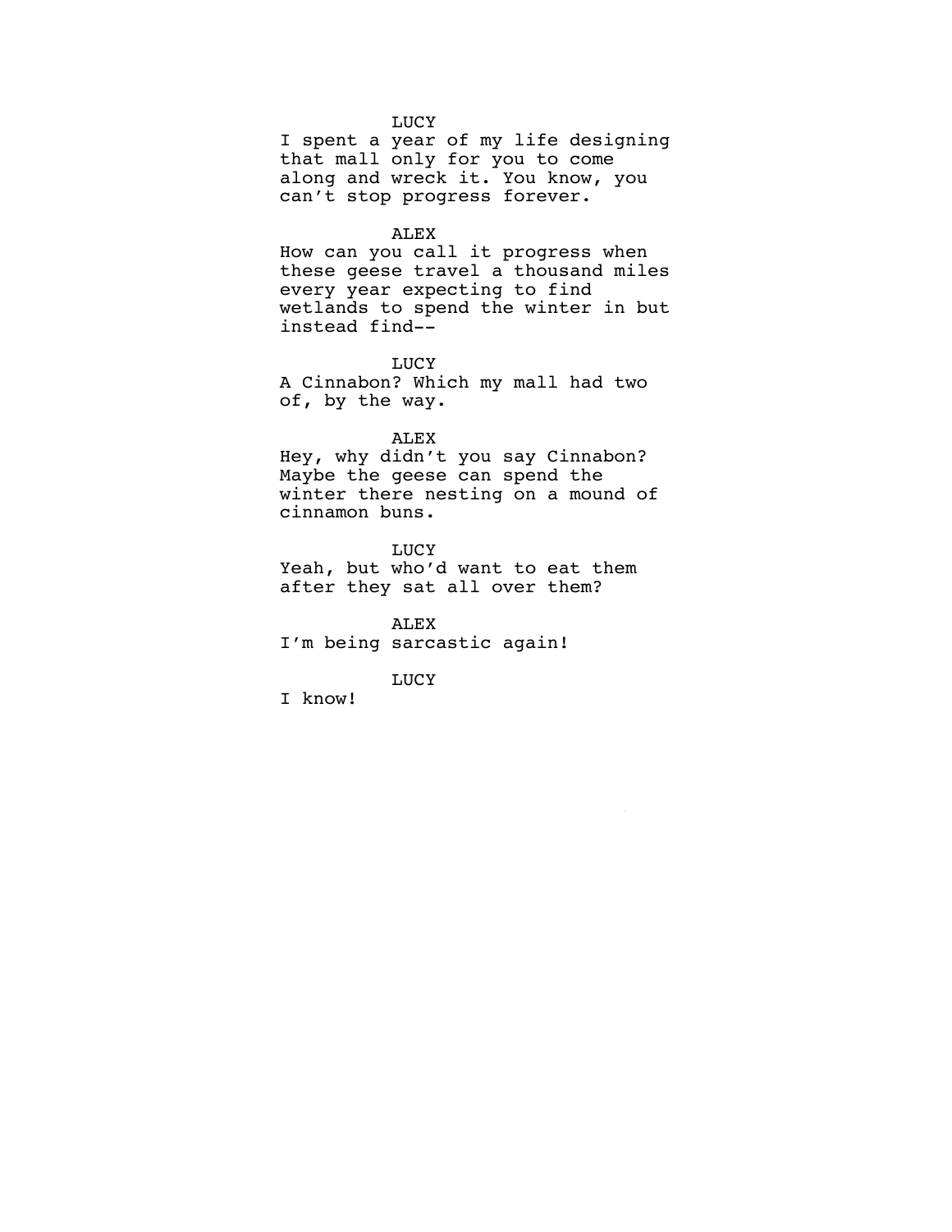LUCY

I spent a year of my life designing that mall only for you to come along and wreck it. You know, you can't stop progress forever.

ALEX

How can you call it progress when these geese travel a thousand miles every year expecting to find wetlands to spend the winter in but instead find--

LUCY

A Cinnabon? Which my mall had two of, by the way.

ALEX

Hey, why didn't you say Cinnabon? Maybe the geese can spend the winter there nesting on a mound of cinnamon buns.

LUCY

Yeah, but who'd want to eat them after they sat all over them?

ALEX

I'm being sarcastic again!

LUCY

I know!